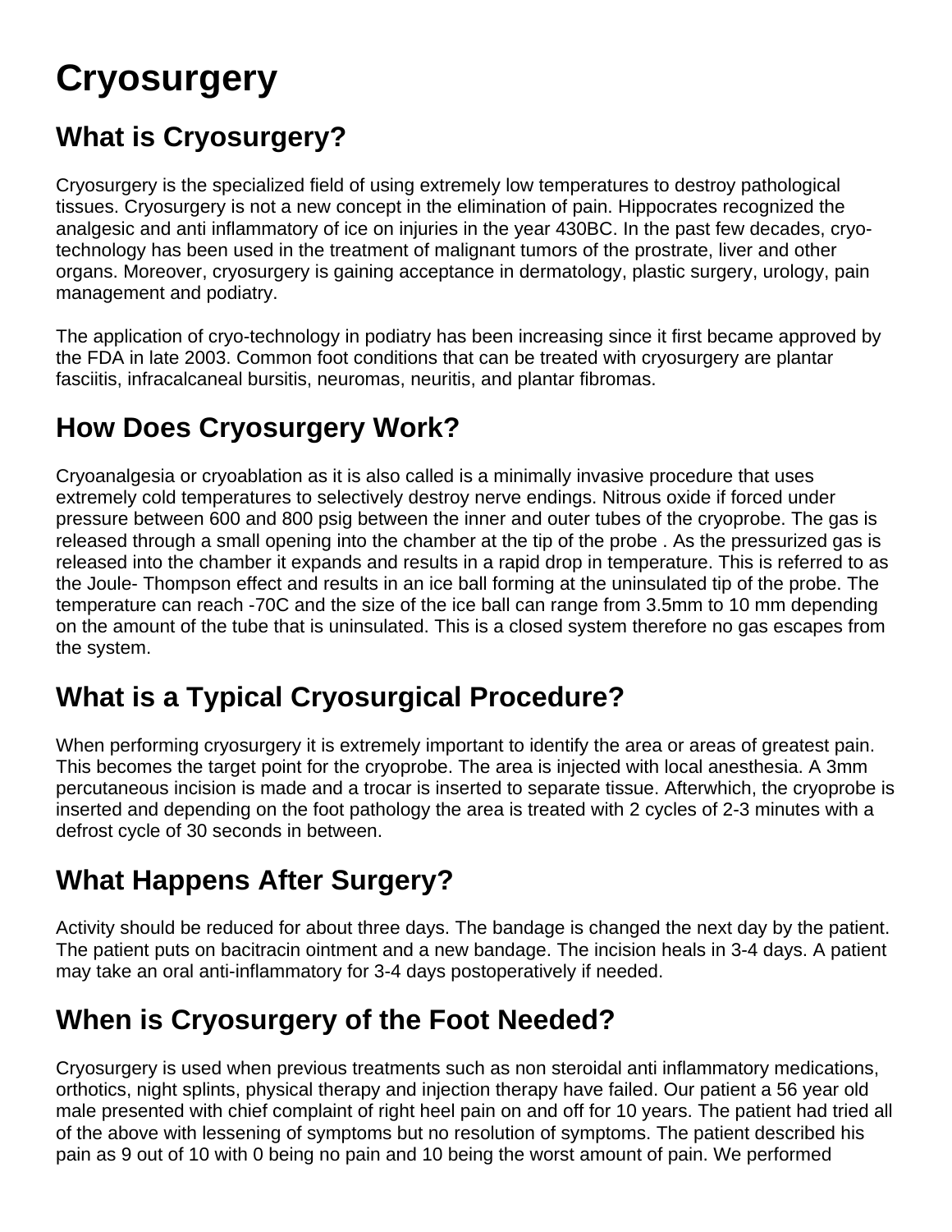# Cryosurgery

## What is Cryosurgery?

Cryosurgery is the specialized field of using extremely low temperatures to destroy pathological tissues. Cryosurgery is not a new concept in the elimination of pain. Hippocrates recognized the analgesic and anti inflammatory of ice on injuries in the year 430BC. In the past few decades, cryo-technology has been used in the treatment of malignant tumors of the prostrate, liver and other organs. Moreover, cryosurgery is gaining acceptance in dermatology, plastic surgery, urology, pain management and podiatry.

The application of cryo-technology in podiatry has been increasing since it first became approved by the FDA in late 2003. Common foot conditions that can be treated with cryosurgery are plantar fasciitis, infracalcaneal bursitis, neuromas, neuritis, and plantar fibromas.

## How Does Cryosurgery Work?

Cryoanalgesia or cryoablation as it is also called is a minimally invasive procedure that uses extremely cold temperatures to selectively destroy nerve endings. Nitrous oxide if forced under pressure between 600 and 800 psig between the inner and outer tubes of the cryoprobe. The gas is released through a small opening into the chamber at the tip of the probe . As the pressurized gas is released into the chamber it expands and results in a rapid drop in temperature. This is referred to as the Joule- Thompson effect and results in an ice ball forming at the uninsulated tip of the probe. The temperature can reach -70C and the size of the ice ball can range from 3.5mm to 10 mm depending on the amount of the tube that is uninsulated. This is a closed system therefore no gas escapes from the system.

## What is a Typical Cryosurgical Procedure?

When performing cryosurgery it is extremely important to identify the area or areas of greatest pain. This becomes the target point for the cryoprobe. The area is injected with local anesthesia. A 3mm percutaneous incision is made and a trocar is inserted to separate tissue. Afterwhich, the cryoprobe is inserted and depending on the foot pathology the area is treated with 2 cycles of 2-3 minutes with a defrost cycle of 30 seconds in between.

## What Happens After Surgery?

Activity should be reduced for about three days. The bandage is changed the next day by the patient. The patient puts on bacitracin ointment and a new bandage. The incision heals in 3-4 days. A patient may take an oral anti-inflammatory for 3-4 days postoperatively if needed.

## When is Cryosurgery of the Foot Needed?

Cryosurgery is used when previous treatments such as non steroidal anti inflammatory medications, orthotics, night splints, physical therapy and injection therapy have failed. Our patient a 56 year old male presented with chief complaint of right heel pain on and off for 10 years. The patient had tried all of the above with lessening of symptoms but no resolution of symptoms. The patient described his pain as 9 out of 10 with 0 being no pain and 10 being the worst amount of pain. We performed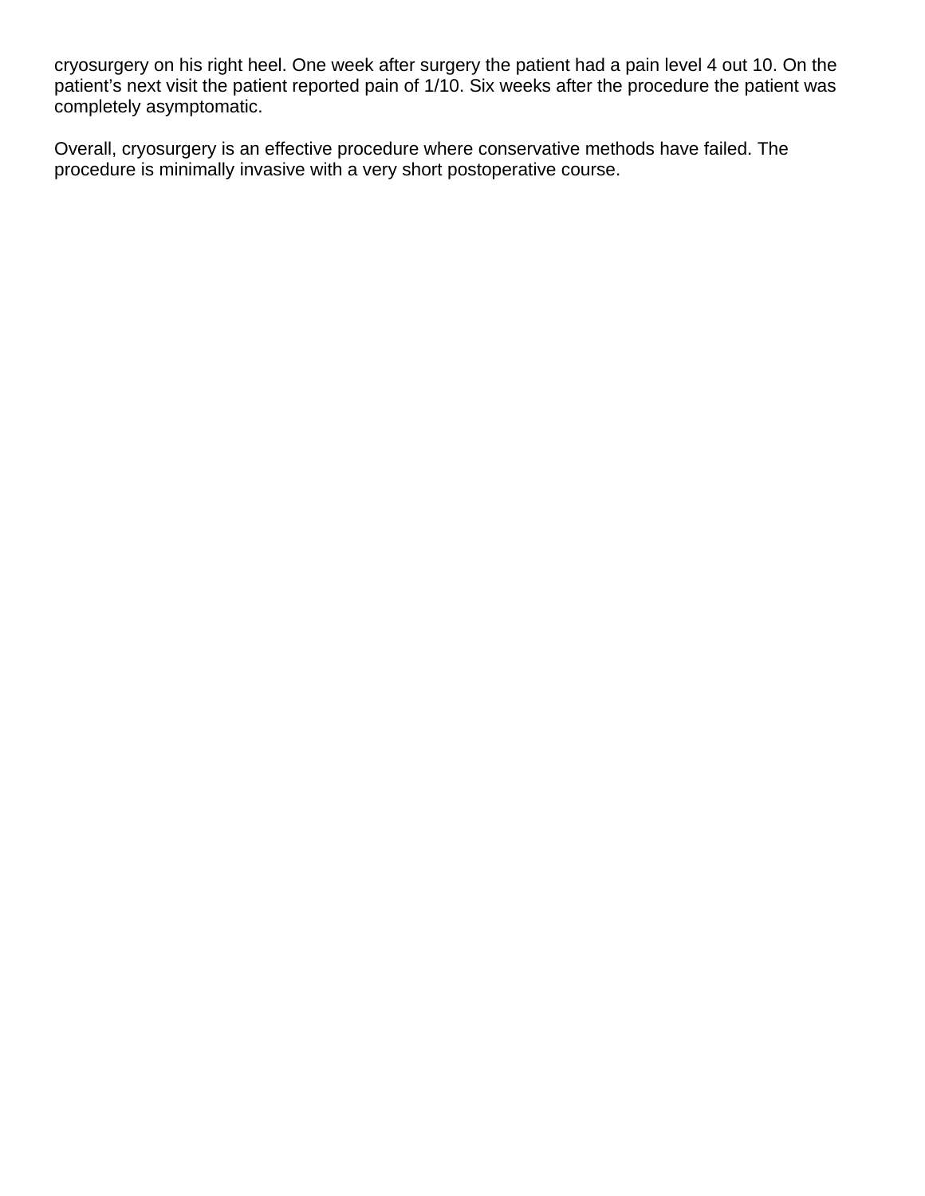cryosurgery on his right heel. One week after surgery the patient had a pain level 4 out 10. On the patient's next visit the patient reported pain of 1/10. Six weeks after the procedure the patient was completely asymptomatic.

Overall, cryosurgery is an effective procedure where conservative methods have failed. The procedure is minimally invasive with a very short postoperative course.